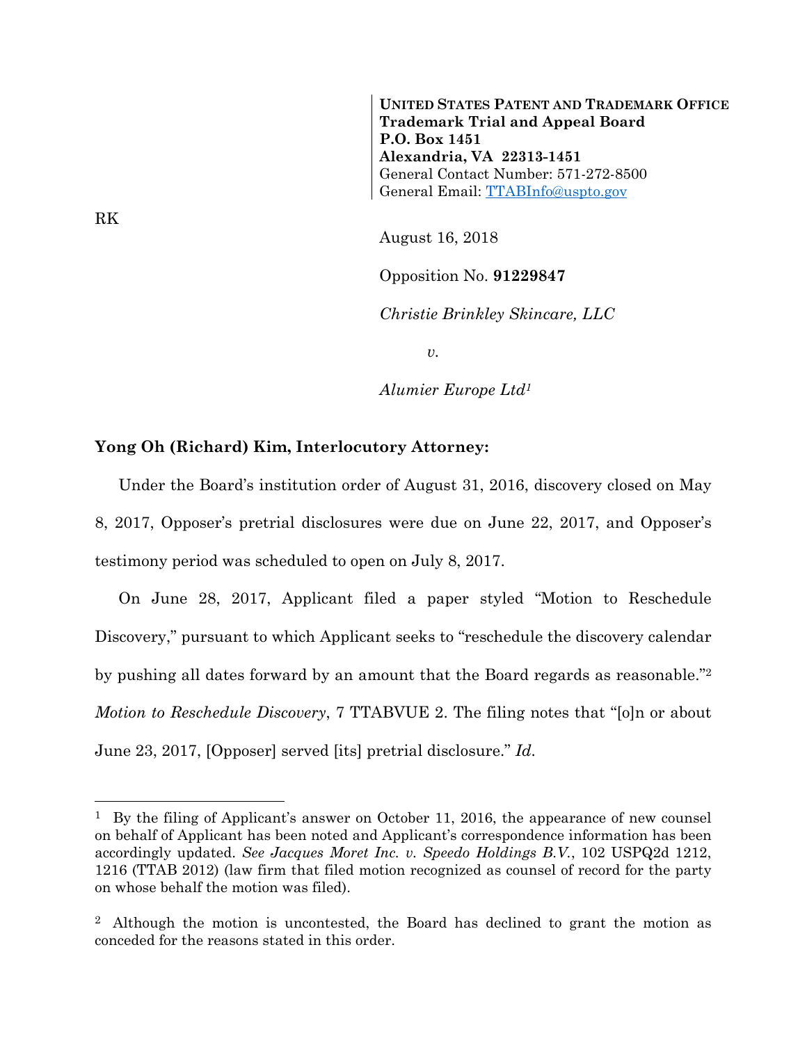**UNITED STATES PATENT AND TRADEMARK OFFICE**
**Trademark Trial and Appeal Board**
**P.O. Box 1451**
**Alexandria, VA 22313-1451**
General Contact Number: 571-272-8500
General Email: TTABInfo@uspto.gov

RK

August 16, 2018

Opposition No. **91229847**

*Christie Brinkley Skincare, LLC*

*v.*

*Alumier Europe Ltd*[1]

**Yong Oh (Richard) Kim, Interlocutory Attorney:**

Under the Board's institution order of August 31, 2016, discovery closed on May 8, 2017, Opposer's pretrial disclosures were due on June 22, 2017, and Opposer's testimony period was scheduled to open on July 8, 2017.

On June 28, 2017, Applicant filed a paper styled "Motion to Reschedule Discovery," pursuant to which Applicant seeks to "reschedule the discovery calendar by pushing all dates forward by an amount that the Board regards as reasonable."[2] *Motion to Reschedule Discovery*, 7 TTABVUE 2. The filing notes that "[o]n or about June 23, 2017, [Opposer] served [its] pretrial disclosure." *Id.*

---

[1] By the filing of Applicant's answer on October 11, 2016, the appearance of new counsel on behalf of Applicant has been noted and Applicant's correspondence information has been accordingly updated. *See Jacques Moret Inc. v. Speedo Holdings B.V.*, 102 USPQ2d 1212, 1216 (TTAB 2012) (law firm that filed motion recognized as counsel of record for the party on whose behalf the motion was filed).

[2] Although the motion is uncontested, the Board has declined to grant the motion as conceded for the reasons stated in this order.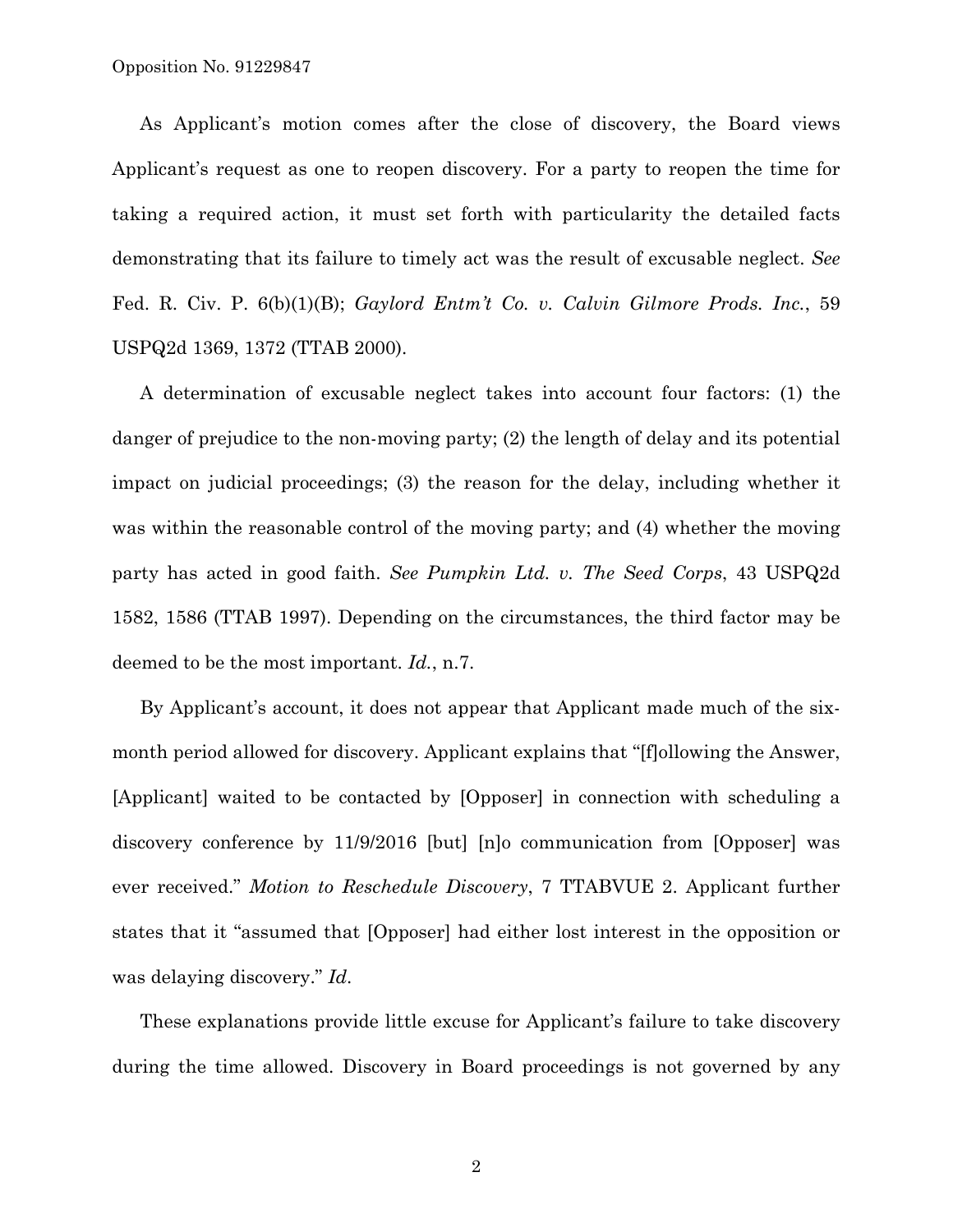As Applicant's motion comes after the close of discovery, the Board views Applicant's request as one to reopen discovery. For a party to reopen the time for taking a required action, it must set forth with particularity the detailed facts demonstrating that its failure to timely act was the result of excusable neglect. *See* Fed. R. Civ. P. 6(b)(1)(B); *Gaylord Entm't Co. v. Calvin Gilmore Prods. Inc.*, 59 USPQ2d 1369, 1372 (TTAB 2000).

A determination of excusable neglect takes into account four factors: (1) the danger of prejudice to the non-moving party; (2) the length of delay and its potential impact on judicial proceedings; (3) the reason for the delay, including whether it was within the reasonable control of the moving party; and (4) whether the moving party has acted in good faith. *See Pumpkin Ltd. v. The Seed Corps*, 43 USPQ2d 1582, 1586 (TTAB 1997). Depending on the circumstances, the third factor may be deemed to be the most important. *Id.*, n.7.

By Applicant's account, it does not appear that Applicant made much of the six-month period allowed for discovery. Applicant explains that "[f]ollowing the Answer, [Applicant] waited to be contacted by [Opposer] in connection with scheduling a discovery conference by 11/9/2016 [but] [n]o communication from [Opposer] was ever received." *Motion to Reschedule Discovery*, 7 TTABVUE 2. Applicant further states that it "assumed that [Opposer] had either lost interest in the opposition or was delaying discovery." *Id.*

These explanations provide little excuse for Applicant's failure to take discovery during the time allowed. Discovery in Board proceedings is not governed by any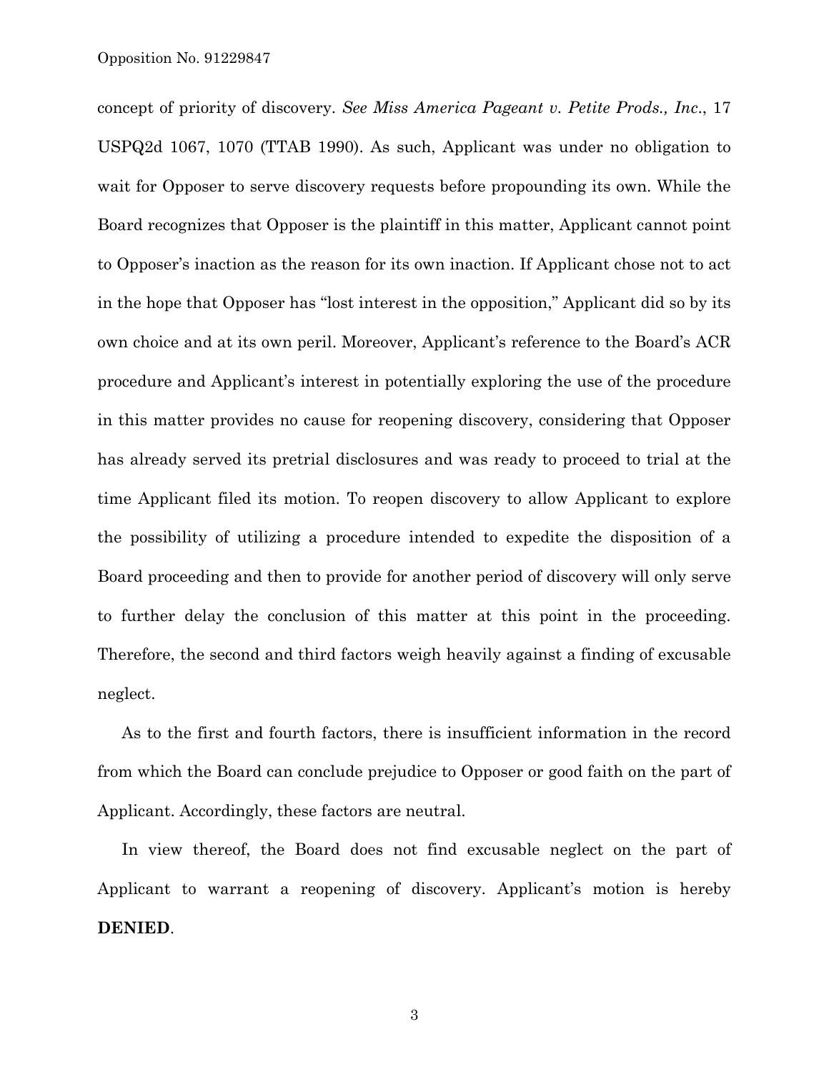concept of priority of discovery. *See Miss America Pageant v. Petite Prods., Inc.*, 17 USPQ2d 1067, 1070 (TTAB 1990). As such, Applicant was under no obligation to wait for Opposer to serve discovery requests before propounding its own. While the Board recognizes that Opposer is the plaintiff in this matter, Applicant cannot point to Opposer's inaction as the reason for its own inaction. If Applicant chose not to act in the hope that Opposer has "lost interest in the opposition," Applicant did so by its own choice and at its own peril. Moreover, Applicant's reference to the Board's ACR procedure and Applicant's interest in potentially exploring the use of the procedure in this matter provides no cause for reopening discovery, considering that Opposer has already served its pretrial disclosures and was ready to proceed to trial at the time Applicant filed its motion. To reopen discovery to allow Applicant to explore the possibility of utilizing a procedure intended to expedite the disposition of a Board proceeding and then to provide for another period of discovery will only serve to further delay the conclusion of this matter at this point in the proceeding. Therefore, the second and third factors weigh heavily against a finding of excusable neglect.

As to the first and fourth factors, there is insufficient information in the record from which the Board can conclude prejudice to Opposer or good faith on the part of Applicant. Accordingly, these factors are neutral.

In view thereof, the Board does not find excusable neglect on the part of Applicant to warrant a reopening of discovery. Applicant's motion is hereby **DENIED**.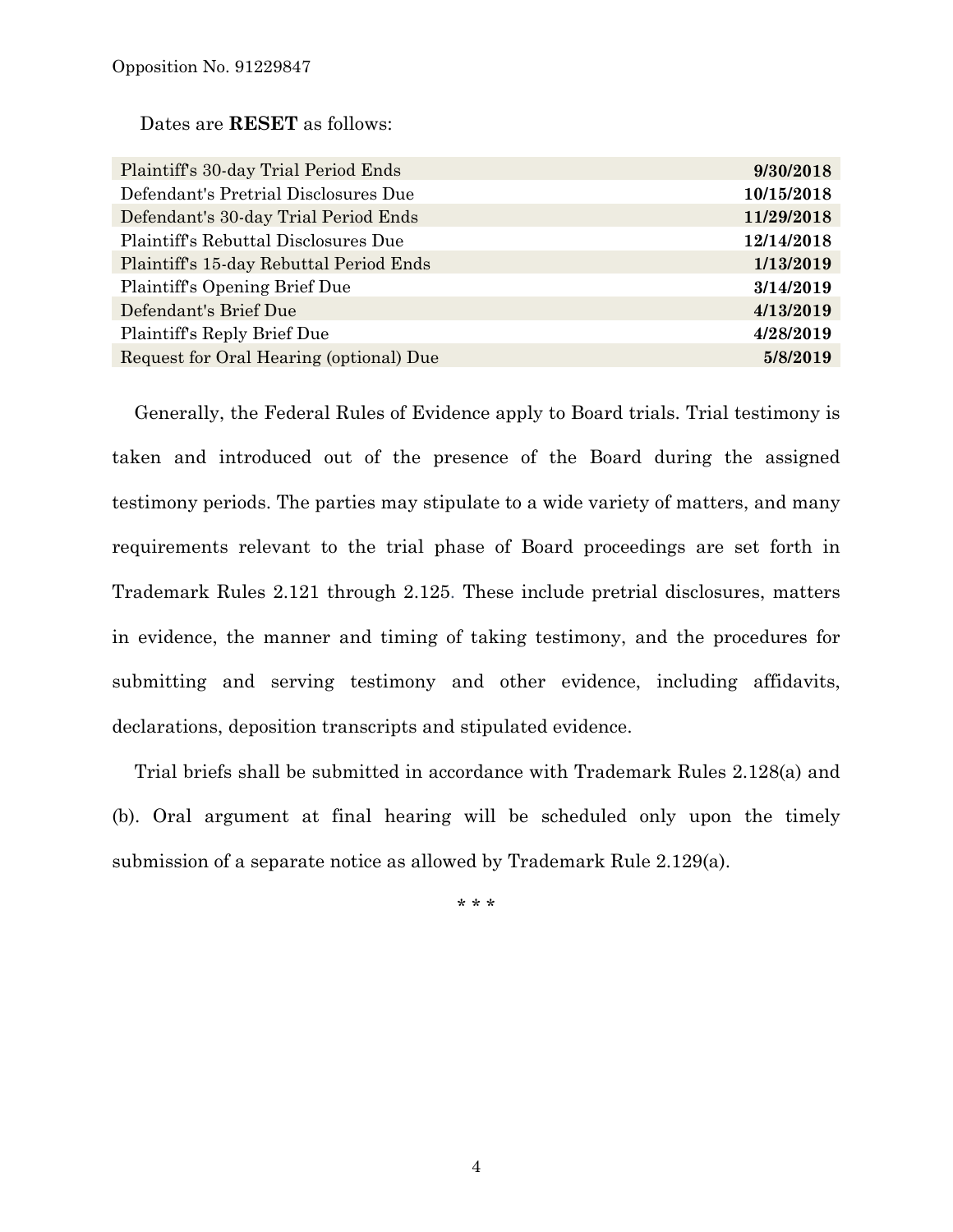Dates are **RESET** as follows:

| | |
|---|---|
| Plaintiff's 30-day Trial Period Ends | **9/30/2018** |
| Defendant's Pretrial Disclosures Due | **10/15/2018** |
| Defendant's 30-day Trial Period Ends | **11/29/2018** |
| Plaintiff's Rebuttal Disclosures Due | **12/14/2018** |
| Plaintiff's 15-day Rebuttal Period Ends | **1/13/2019** |
| Plaintiff's Opening Brief Due | **3/14/2019** |
| Defendant's Brief Due | **4/13/2019** |
| Plaintiff's Reply Brief Due | **4/28/2019** |
| Request for Oral Hearing (optional) Due | **5/8/2019** |

Generally, the Federal Rules of Evidence apply to Board trials. Trial testimony is taken and introduced out of the presence of the Board during the assigned testimony periods. The parties may stipulate to a wide variety of matters, and many requirements relevant to the trial phase of Board proceedings are set forth in Trademark Rules 2.121 through 2.125. These include pretrial disclosures, matters in evidence, the manner and timing of taking testimony, and the procedures for submitting and serving testimony and other evidence, including affidavits, declarations, deposition transcripts and stipulated evidence.

Trial briefs shall be submitted in accordance with Trademark Rules 2.128(a) and (b). Oral argument at final hearing will be scheduled only upon the timely submission of a separate notice as allowed by Trademark Rule 2.129(a).

\* \* \*